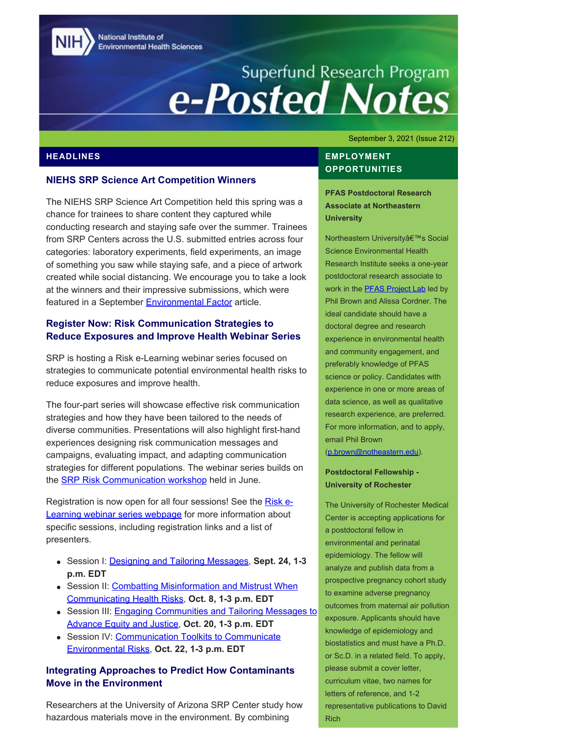National Institute of Environmental Health Sciences

# Superfund Research Program e-Posted Notes

September 3, 2021 (Issue 212)

## HEADLINES

### NIEHS SRP Science Art Competition Winners

The NIEHS SRP Science Art Competition held this spring was a chance for trainees to share content they captured while conducting research and staying safe over the summer. Trainees from SRP Centers across the U.S. submitted entries across four categories: laboratory experiments, field experiments, an image of something you saw while staying safe, and a piece of artwork created while social distancing. We encourage you to take a look at the winners and their impressive submissions, which were featured in a September Environmental Factor article.

### Register Now: Risk Communication Strategies to Reduce Exposures and Improve Health Webinar Series

SRP is hosting a Risk e-Learning webinar series focused on strategies to communicate potential environmental health risks to reduce exposures and improve health.

The four-part series will showcase effective risk communication strategies and how they have been tailored to the needs of diverse communities. Presentations will also highlight first-hand experiences designing risk communication messages and campaigns, evaluating impact, and adapting communication strategies for different populations. The webinar series builds on the SRP Risk Communication workshop held in June.

Registration is now open for all four sessions! See the Risk e-Learning webinar series webpage for more information about specific sessions, including registration links and a list of presenters.

- Session I: Designing and Tailoring Messages, **Sept. 24, 1-3 p.m. EDT**
- Session II: Combatting Misinformation and Mistrust When Communicating Health Risks, **Oct. 8, 1-3 p.m. EDT**
- Session III: Engaging Communities and Tailoring Messages to Advance Equity and Justice, **Oct. 20, 1-3 p.m. EDT**
- Session IV: Communication Toolkits to Communicate Environmental Risks, **Oct. 22, 1-3 p.m. EDT**

### Integrating Approaches to Predict How Contaminants Move in the Environment

Researchers at the University of Arizona SRP Center study how hazardous materials move in the environment. By combining

## EMPLOYMENT OPPORTUNITIES

**PFAS Postdoctoral Research Associate at Northeastern University**

Northeastern Universityâ€™s Social Science Environmental Health Research Institute seeks a one-year postdoctoral research associate to work in the PFAS Project Lab led by Phil Brown and Alissa Cordner. The ideal candidate should have a doctoral degree and research experience in environmental health and community engagement, and preferably knowledge of PFAS science or policy. Candidates with experience in one or more areas of data science, as well as qualitative research experience, are preferred. For more information, and to apply, email Phil Brown (p.brown@notheastern.edu).

**Postdoctoral Fellowship - University of Rochester**

The University of Rochester Medical Center is accepting applications for a postdoctoral fellow in environmental and perinatal epidemiology. The fellow will analyze and publish data from a prospective pregnancy cohort study to examine adverse pregnancy outcomes from maternal air pollution exposure. Applicants should have knowledge of epidemiology and biostatistics and must have a Ph.D. or Sc.D. in a related field. To apply, please submit a cover letter, curriculum vitae, two names for letters of reference, and 1-2 representative publications to David Rich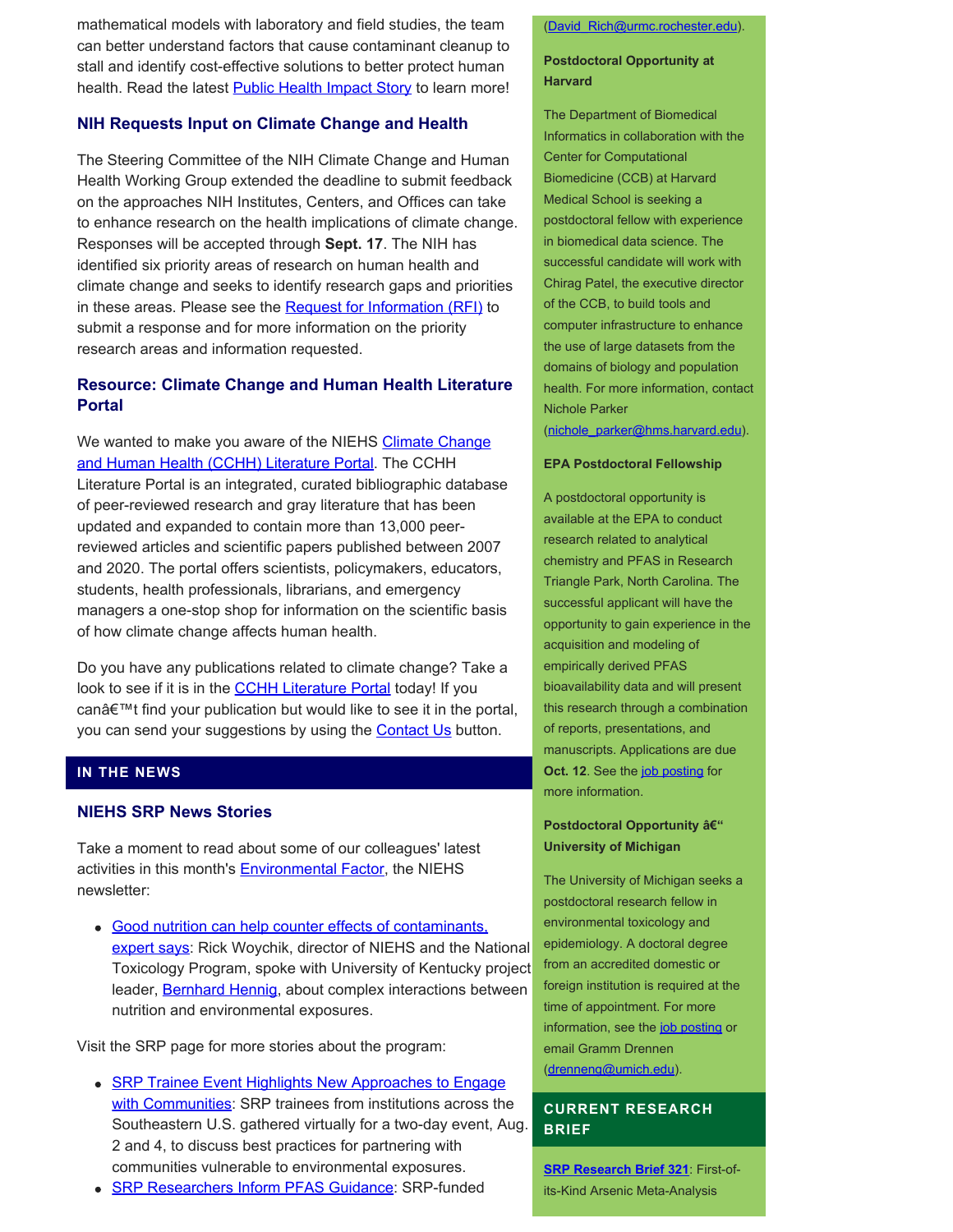mathematical models with laboratory and field studies, the team can better understand factors that cause contaminant cleanup to stall and identify cost-effective solutions to better protect human health. Read the latest Public Health Impact Story to learn more!

### NIH Requests Input on Climate Change and Health

The Steering Committee of the NIH Climate Change and Human Health Working Group extended the deadline to submit feedback on the approaches NIH Institutes, Centers, and Offices can take to enhance research on the health implications of climate change. Responses will be accepted through **Sept. 17**. The NIH has identified six priority areas of research on human health and climate change and seeks to identify research gaps and priorities in these areas. Please see the Request for Information (RFI) to submit a response and for more information on the priority research areas and information requested.

### Resource: Climate Change and Human Health Literature Portal

We wanted to make you aware of the NIEHS Climate Change and Human Health (CCHH) Literature Portal. The CCHH Literature Portal is an integrated, curated bibliographic database of peer-reviewed research and gray literature that has been updated and expanded to contain more than 13,000 peer-reviewed articles and scientific papers published between 2007 and 2020. The portal offers scientists, policymakers, educators, students, health professionals, librarians, and emergency managers a one-stop shop for information on the scientific basis of how climate change affects human health.

Do you have any publications related to climate change? Take a look to see if it is in the CCHH Literature Portal today! If you canâ€™t find your publication but would like to see it in the portal, you can send your suggestions by using the Contact Us button.

## IN THE NEWS

### NIEHS SRP News Stories

Take a moment to read about some of our colleagues' latest activities in this month's Environmental Factor, the NIEHS newsletter:

- Good nutrition can help counter effects of contaminants, expert says: Rick Woychik, director of NIEHS and the National Toxicology Program, spoke with University of Kentucky project leader, Bernhard Hennig, about complex interactions between nutrition and environmental exposures.

Visit the SRP page for more stories about the program:

- SRP Trainee Event Highlights New Approaches to Engage with Communities: SRP trainees from institutions across the Southeastern U.S. gathered virtually for a two-day event, Aug. 2 and 4, to discuss best practices for partnering with communities vulnerable to environmental exposures.
- SRP Researchers Inform PFAS Guidance: SRP-funded

(David_Rich@urmc.rochester.edu).

**Postdoctoral Opportunity at Harvard**

The Department of Biomedical Informatics in collaboration with the Center for Computational Biomedicine (CCB) at Harvard Medical School is seeking a postdoctoral fellow with experience in biomedical data science. The successful candidate will work with Chirag Patel, the executive director of the CCB, to build tools and computer infrastructure to enhance the use of large datasets from the domains of biology and population health. For more information, contact Nichole Parker (nichole_parker@hms.harvard.edu).

**EPA Postdoctoral Fellowship**

A postdoctoral opportunity is available at the EPA to conduct research related to analytical chemistry and PFAS in Research Triangle Park, North Carolina. The successful applicant will have the opportunity to gain experience in the acquisition and modeling of empirically derived PFAS bioavailability data and will present this research through a combination of reports, presentations, and manuscripts. Applications are due **Oct. 12**. See the job posting for more information.

**Postdoctoral Opportunity â€“ University of Michigan**

The University of Michigan seeks a postdoctoral research fellow in environmental toxicology and epidemiology. A doctoral degree from an accredited domestic or foreign institution is required at the time of appointment. For more information, see the job posting or email Gramm Drennen (drenneng@umich.edu).

## CURRENT RESEARCH BRIEF

**SRP Research Brief 321**: First-of-its-Kind Arsenic Meta-Analysis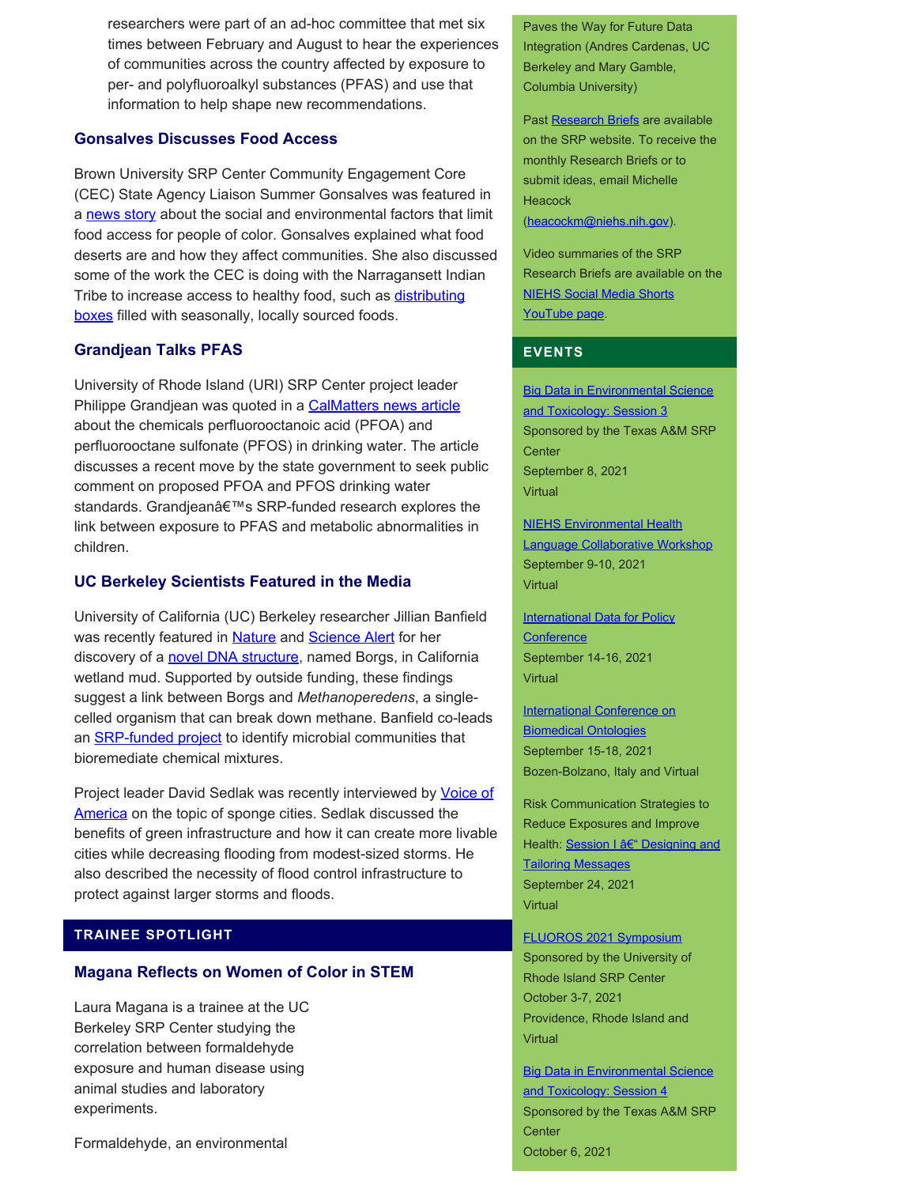researchers were part of an ad-hoc committee that met six times between February and August to hear the experiences of communities across the country affected by exposure to per- and polyfluoroalkyl substances (PFAS) and use that information to help shape new recommendations.

### Gonsalves Discusses Food Access

Brown University SRP Center Community Engagement Core (CEC) State Agency Liaison Summer Gonsalves was featured in a news story about the social and environmental factors that limit food access for people of color. Gonsalves explained what food deserts are and how they affect communities. She also discussed some of the work the CEC is doing with the Narragansett Indian Tribe to increase access to healthy food, such as distributing boxes filled with seasonally, locally sourced foods.

### Grandjean Talks PFAS

University of Rhode Island (URI) SRP Center project leader Philippe Grandjean was quoted in a CalMatters news article about the chemicals perfluorooctanoic acid (PFOA) and perfluorooctane sulfonate (PFOS) in drinking water. The article discusses a recent move by the state government to seek public comment on proposed PFOA and PFOS drinking water standards. Grandjeanâ€™s SRP-funded research explores the link between exposure to PFAS and metabolic abnormalities in children.

### UC Berkeley Scientists Featured in the Media

University of California (UC) Berkeley researcher Jillian Banfield was recently featured in Nature and Science Alert for her discovery of a novel DNA structure, named Borgs, in California wetland mud. Supported by outside funding, these findings suggest a link between Borgs and *Methanoperedens*, a single-celled organism that can break down methane. Banfield co-leads an SRP-funded project to identify microbial communities that bioremediate chemical mixtures.

Project leader David Sedlak was recently interviewed by Voice of America on the topic of sponge cities. Sedlak discussed the benefits of green infrastructure and how it can create more livable cities while decreasing flooding from modest-sized storms. He also described the necessity of flood control infrastructure to protect against larger storms and floods.

## TRAINEE SPOTLIGHT

### Magana Reflects on Women of Color in STEM

Laura Magana is a trainee at the UC Berkeley SRP Center studying the correlation between formaldehyde exposure and human disease using animal studies and laboratory experiments.

Formaldehyde, an environmental

Paves the Way for Future Data Integration (Andres Cardenas, UC Berkeley and Mary Gamble, Columbia University)

Past Research Briefs are available on the SRP website. To receive the monthly Research Briefs or to submit ideas, email Michelle Heacock (heacockm@niehs.nih.gov).

Video summaries of the SRP Research Briefs are available on the NIEHS Social Media Shorts YouTube page.

## EVENTS

Big Data in Environmental Science and Toxicology: Session 3
Sponsored by the Texas A&M SRP Center
September 8, 2021
Virtual

NIEHS Environmental Health Language Collaborative Workshop
September 9-10, 2021
Virtual

International Data for Policy Conference
September 14-16, 2021
Virtual

International Conference on Biomedical Ontologies
September 15-18, 2021
Bozen-Bolzano, Italy and Virtual

Risk Communication Strategies to Reduce Exposures and Improve Health: Session I â€“ Designing and Tailoring Messages
September 24, 2021
Virtual

FLUOROS 2021 Symposium
Sponsored by the University of Rhode Island SRP Center
October 3-7, 2021
Providence, Rhode Island and Virtual

Big Data in Environmental Science and Toxicology: Session 4
Sponsored by the Texas A&M SRP Center
October 6, 2021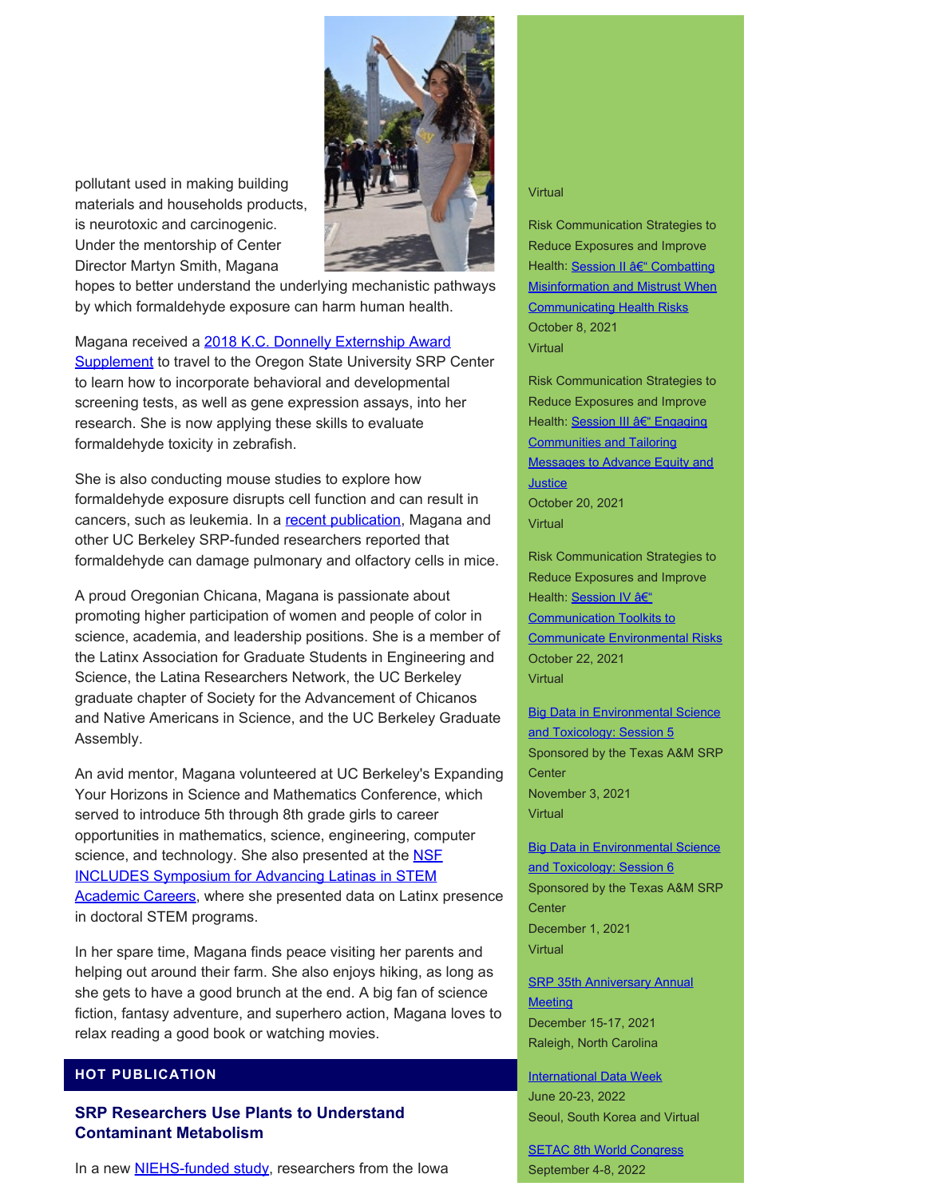pollutant used in making building materials and households products, is neurotoxic and carcinogenic. Under the mentorship of Center Director Martyn Smith, Magana hopes to better understand the underlying mechanistic pathways by which formaldehyde exposure can harm human health.

Magana received a 2018 K.C. Donnelly Externship Award Supplement to travel to the Oregon State University SRP Center to learn how to incorporate behavioral and developmental screening tests, as well as gene expression assays, into her research. She is now applying these skills to evaluate formaldehyde toxicity in zebrafish.

She is also conducting mouse studies to explore how formaldehyde exposure disrupts cell function and can result in cancers, such as leukemia. In a recent publication, Magana and other UC Berkeley SRP-funded researchers reported that formaldehyde can damage pulmonary and olfactory cells in mice.

A proud Oregonian Chicana, Magana is passionate about promoting higher participation of women and people of color in science, academia, and leadership positions. She is a member of the Latinx Association for Graduate Students in Engineering and Science, the Latina Researchers Network, the UC Berkeley graduate chapter of Society for the Advancement of Chicanos and Native Americans in Science, and the UC Berkeley Graduate Assembly.

An avid mentor, Magana volunteered at UC Berkeley's Expanding Your Horizons in Science and Mathematics Conference, which served to introduce 5th through 8th grade girls to career opportunities in mathematics, science, engineering, computer science, and technology. She also presented at the NSF INCLUDES Symposium for Advancing Latinas in STEM Academic Careers, where she presented data on Latinx presence in doctoral STEM programs.

In her spare time, Magana finds peace visiting her parents and helping out around their farm. She also enjoys hiking, as long as she gets to have a good brunch at the end. A big fan of science fiction, fantasy adventure, and superhero action, Magana loves to relax reading a good book or watching movies.

## HOT PUBLICATION

### SRP Researchers Use Plants to Understand Contaminant Metabolism

In a new NIEHS-funded study, researchers from the Iowa

---

Virtual

Risk Communication Strategies to Reduce Exposures and Improve Health: Session II â€“ Combatting Misinformation and Mistrust When Communicating Health Risks
October 8, 2021
Virtual

Risk Communication Strategies to Reduce Exposures and Improve Health: Session III â€“ Engaging Communities and Tailoring Messages to Advance Equity and Justice
October 20, 2021
Virtual

Risk Communication Strategies to Reduce Exposures and Improve Health: Session IV â€“ Communication Toolkits to Communicate Environmental Risks
October 22, 2021
Virtual

Big Data in Environmental Science and Toxicology: Session 5
Sponsored by the Texas A&M SRP Center
November 3, 2021
Virtual

Big Data in Environmental Science and Toxicology: Session 6
Sponsored by the Texas A&M SRP Center
December 1, 2021
Virtual

SRP 35th Anniversary Annual Meeting
December 15-17, 2021
Raleigh, North Carolina

International Data Week
June 20-23, 2022
Seoul, South Korea and Virtual

SETAC 8th World Congress
September 4-8, 2022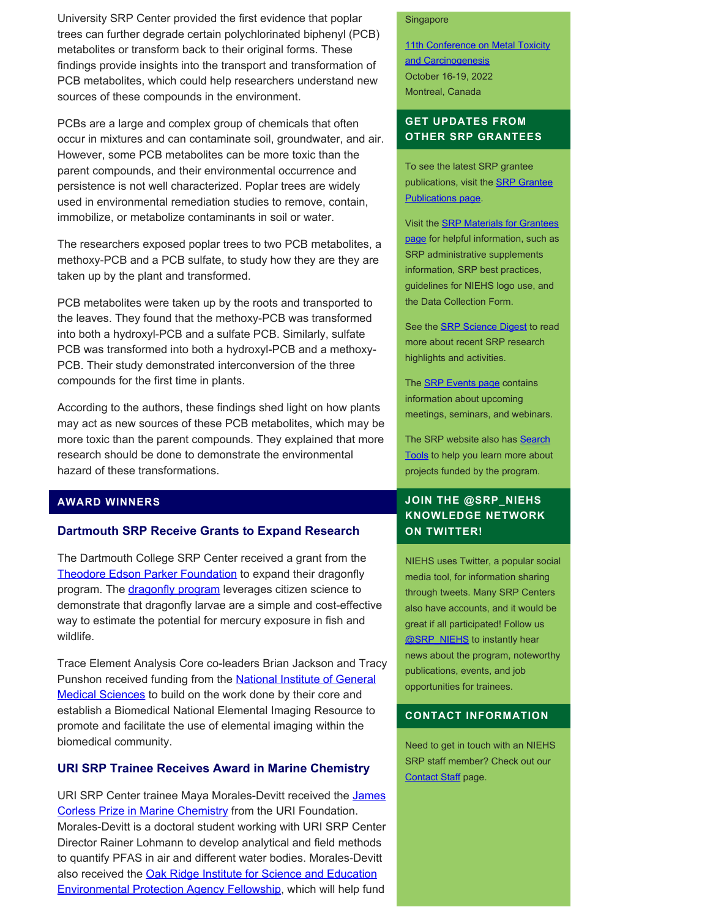University SRP Center provided the first evidence that poplar trees can further degrade certain polychlorinated biphenyl (PCB) metabolites or transform back to their original forms. These findings provide insights into the transport and transformation of PCB metabolites, which could help researchers understand new sources of these compounds in the environment.

PCBs are a large and complex group of chemicals that often occur in mixtures and can contaminate soil, groundwater, and air. However, some PCB metabolites can be more toxic than the parent compounds, and their environmental occurrence and persistence is not well characterized. Poplar trees are widely used in environmental remediation studies to remove, contain, immobilize, or metabolize contaminants in soil or water.

The researchers exposed poplar trees to two PCB metabolites, a methoxy-PCB and a PCB sulfate, to study how they are they are taken up by the plant and transformed.

PCB metabolites were taken up by the roots and transported to the leaves. They found that the methoxy-PCB was transformed into both a hydroxyl-PCB and a sulfate PCB. Similarly, sulfate PCB was transformed into both a hydroxyl-PCB and a methoxy-PCB. Their study demonstrated interconversion of the three compounds for the first time in plants.

According to the authors, these findings shed light on how plants may act as new sources of these PCB metabolites, which may be more toxic than the parent compounds. They explained that more research should be done to demonstrate the environmental hazard of these transformations.

## AWARD WINNERS

### Dartmouth SRP Receive Grants to Expand Research

The Dartmouth College SRP Center received a grant from the [Theodore Edson Parker Foundation] to expand their dragonfly program. The [dragonfly program] leverages citizen science to demonstrate that dragonfly larvae are a simple and cost-effective way to estimate the potential for mercury exposure in fish and wildlife.

Trace Element Analysis Core co-leaders Brian Jackson and Tracy Punshon received funding from the [National Institute of General Medical Sciences] to build on the work done by their core and establish a Biomedical National Elemental Imaging Resource to promote and facilitate the use of elemental imaging within the biomedical community.

### URI SRP Trainee Receives Award in Marine Chemistry

URI SRP Center trainee Maya Morales-Devitt received the [James Corless Prize in Marine Chemistry] from the URI Foundation. Morales-Devitt is a doctoral student working with URI SRP Center Director Rainer Lohmann to develop analytical and field methods to quantify PFAS in air and different water bodies. Morales-Devitt also received the [Oak Ridge Institute for Science and Education Environmental Protection Agency Fellowship], which will help fund

---

Singapore

[11th Conference on Metal Toxicity and Carcinogenesis]
October 16-19, 2022
Montreal, Canada

## GET UPDATES FROM OTHER SRP GRANTEES

To see the latest SRP grantee publications, visit the [SRP Grantee Publications page].

Visit the [SRP Materials for Grantees page] for helpful information, such as SRP administrative supplements information, SRP best practices, guidelines for NIEHS logo use, and the Data Collection Form.

See the [SRP Science Digest] to read more about recent SRP research highlights and activities.

The [SRP Events page] contains information about upcoming meetings, seminars, and webinars.

The SRP website also has [Search Tools] to help you learn more about projects funded by the program.

## JOIN THE @SRP_NIEHS KNOWLEDGE NETWORK ON TWITTER!

NIEHS uses Twitter, a popular social media tool, for information sharing through tweets. Many SRP Centers also have accounts, and it would be great if all participated! Follow us [@SRP_NIEHS] to instantly hear news about the program, noteworthy publications, events, and job opportunities for trainees.

## CONTACT INFORMATION

Need to get in touch with an NIEHS SRP staff member? Check out our [Contact Staff] page.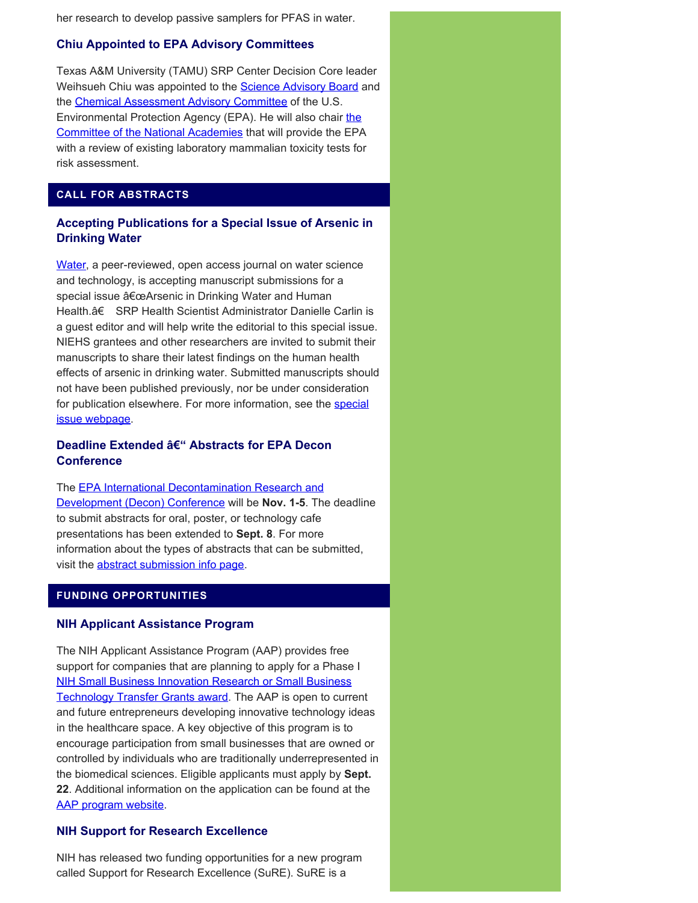her research to develop passive samplers for PFAS in water.

### Chiu Appointed to EPA Advisory Committees

Texas A&M University (TAMU) SRP Center Decision Core leader Weihsueh Chiu was appointed to the Science Advisory Board and the Chemical Assessment Advisory Committee of the U.S. Environmental Protection Agency (EPA). He will also chair the Committee of the National Academies that will provide the EPA with a review of existing laboratory mammalian toxicity tests for risk assessment.

## CALL FOR ABSTRACTS

### Accepting Publications for a Special Issue of Arsenic in Drinking Water

Water, a peer-reviewed, open access journal on water science and technology, is accepting manuscript submissions for a special issue â€œArsenic in Drinking Water and Human Health.â€  SRP Health Scientist Administrator Danielle Carlin is a guest editor and will help write the editorial to this special issue. NIEHS grantees and other researchers are invited to submit their manuscripts to share their latest findings on the human health effects of arsenic in drinking water. Submitted manuscripts should not have been published previously, nor be under consideration for publication elsewhere. For more information, see the special issue webpage.

### Deadline Extended â€“ Abstracts for EPA Decon Conference

The EPA International Decontamination Research and Development (Decon) Conference will be **Nov. 1-5**. The deadline to submit abstracts for oral, poster, or technology cafe presentations has been extended to **Sept. 8**. For more information about the types of abstracts that can be submitted, visit the abstract submission info page.

## FUNDING OPPORTUNITIES

### NIH Applicant Assistance Program

The NIH Applicant Assistance Program (AAP) provides free support for companies that are planning to apply for a Phase I NIH Small Business Innovation Research or Small Business Technology Transfer Grants award. The AAP is open to current and future entrepreneurs developing innovative technology ideas in the healthcare space. A key objective of this program is to encourage participation from small businesses that are owned or controlled by individuals who are traditionally underrepresented in the biomedical sciences. Eligible applicants must apply by **Sept. 22**. Additional information on the application can be found at the AAP program website.

### NIH Support for Research Excellence

NIH has released two funding opportunities for a new program called Support for Research Excellence (SuRE). SuRE is a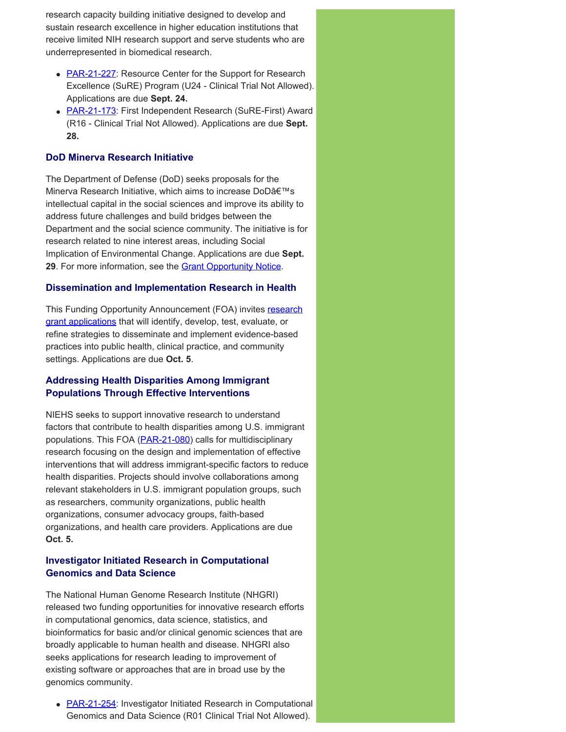research capacity building initiative designed to develop and sustain research excellence in higher education institutions that receive limited NIH research support and serve students who are underrepresented in biomedical research.

- PAR-21-227: Resource Center for the Support for Research Excellence (SuRE) Program (U24 - Clinical Trial Not Allowed). Applications are due **Sept. 24.**
- PAR-21-173: First Independent Research (SuRE-First) Award (R16 - Clinical Trial Not Allowed). Applications are due **Sept. 28.**

### DoD Minerva Research Initiative

The Department of Defense (DoD) seeks proposals for the Minerva Research Initiative, which aims to increase DoDâ€™s intellectual capital in the social sciences and improve its ability to address future challenges and build bridges between the Department and the social science community. The initiative is for research related to nine interest areas, including Social Implication of Environmental Change. Applications are due **Sept. 29**. For more information, see the Grant Opportunity Notice.

### Dissemination and Implementation Research in Health

This Funding Opportunity Announcement (FOA) invites research grant applications that will identify, develop, test, evaluate, or refine strategies to disseminate and implement evidence-based practices into public health, clinical practice, and community settings. Applications are due **Oct. 5**.

### Addressing Health Disparities Among Immigrant Populations Through Effective Interventions

NIEHS seeks to support innovative research to understand factors that contribute to health disparities among U.S. immigrant populations. This FOA (PAR-21-080) calls for multidisciplinary research focusing on the design and implementation of effective interventions that will address immigrant-specific factors to reduce health disparities. Projects should involve collaborations among relevant stakeholders in U.S. immigrant population groups, such as researchers, community organizations, public health organizations, consumer advocacy groups, faith-based organizations, and health care providers. Applications are due **Oct. 5.**

### Investigator Initiated Research in Computational Genomics and Data Science

The National Human Genome Research Institute (NHGRI) released two funding opportunities for innovative research efforts in computational genomics, data science, statistics, and bioinformatics for basic and/or clinical genomic sciences that are broadly applicable to human health and disease. NHGRI also seeks applications for research leading to improvement of existing software or approaches that are in broad use by the genomics community.

- PAR-21-254: Investigator Initiated Research in Computational Genomics and Data Science (R01 Clinical Trial Not Allowed).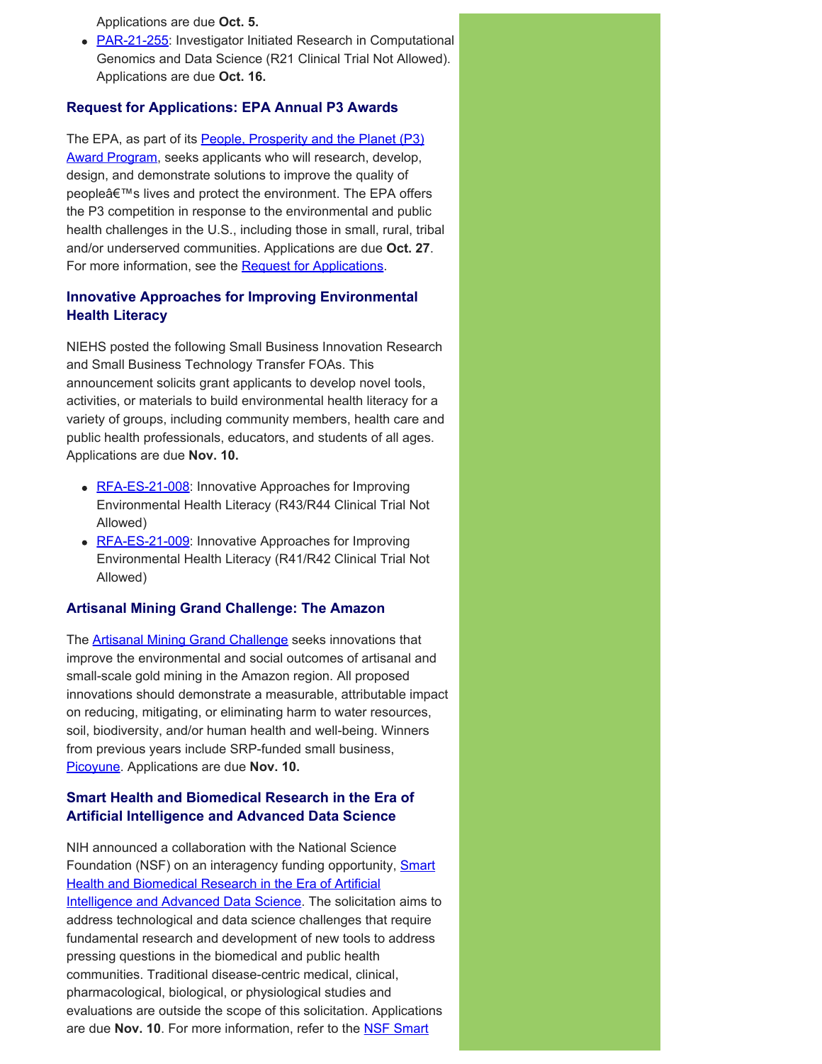Applications are due **Oct. 5.**

- PAR-21-255: Investigator Initiated Research in Computational Genomics and Data Science (R21 Clinical Trial Not Allowed). Applications are due **Oct. 16.**

### Request for Applications: EPA Annual P3 Awards

The EPA, as part of its People, Prosperity and the Planet (P3) Award Program, seeks applicants who will research, develop, design, and demonstrate solutions to improve the quality of peopleâ€™s lives and protect the environment. The EPA offers the P3 competition in response to the environmental and public health challenges in the U.S., including those in small, rural, tribal and/or underserved communities. Applications are due **Oct. 27**. For more information, see the Request for Applications.

### Innovative Approaches for Improving Environmental Health Literacy

NIEHS posted the following Small Business Innovation Research and Small Business Technology Transfer FOAs. This announcement solicits grant applicants to develop novel tools, activities, or materials to build environmental health literacy for a variety of groups, including community members, health care and public health professionals, educators, and students of all ages. Applications are due **Nov. 10.**

- RFA-ES-21-008: Innovative Approaches for Improving Environmental Health Literacy (R43/R44 Clinical Trial Not Allowed)
- RFA-ES-21-009: Innovative Approaches for Improving Environmental Health Literacy (R41/R42 Clinical Trial Not Allowed)

### Artisanal Mining Grand Challenge: The Amazon

The Artisanal Mining Grand Challenge seeks innovations that improve the environmental and social outcomes of artisanal and small-scale gold mining in the Amazon region. All proposed innovations should demonstrate a measurable, attributable impact on reducing, mitigating, or eliminating harm to water resources, soil, biodiversity, and/or human health and well-being. Winners from previous years include SRP-funded small business, Picoyune. Applications are due **Nov. 10.**

### Smart Health and Biomedical Research in the Era of Artificial Intelligence and Advanced Data Science

NIH announced a collaboration with the National Science Foundation (NSF) on an interagency funding opportunity, Smart Health and Biomedical Research in the Era of Artificial Intelligence and Advanced Data Science. The solicitation aims to address technological and data science challenges that require fundamental research and development of new tools to address pressing questions in the biomedical and public health communities. Traditional disease-centric medical, clinical, pharmacological, biological, or physiological studies and evaluations are outside the scope of this solicitation. Applications are due **Nov. 10**. For more information, refer to the NSF Smart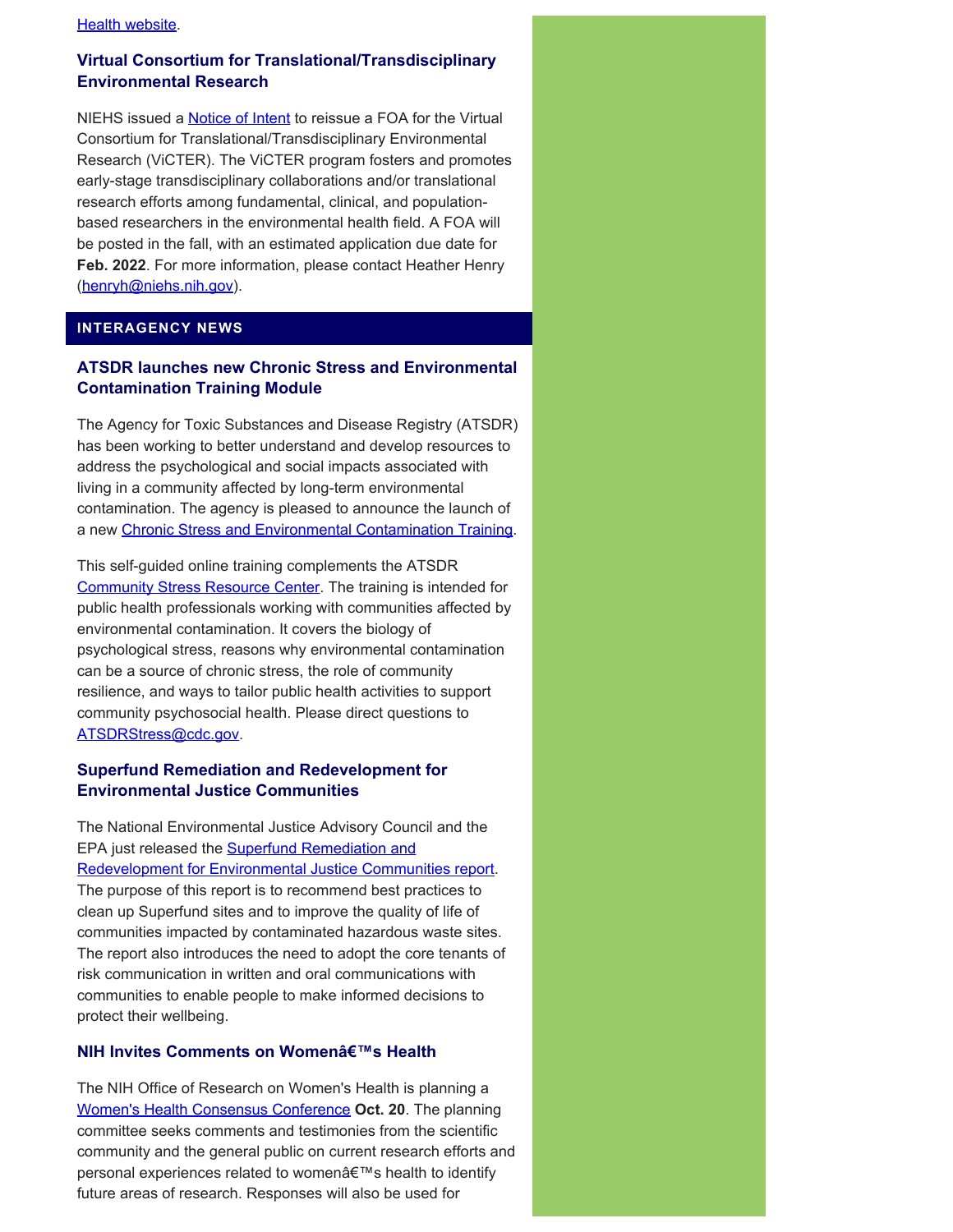Health website.

### Virtual Consortium for Translational/Transdisciplinary Environmental Research

NIEHS issued a Notice of Intent to reissue a FOA for the Virtual Consortium for Translational/Transdisciplinary Environmental Research (ViCTER). The ViCTER program fosters and promotes early-stage transdisciplinary collaborations and/or translational research efforts among fundamental, clinical, and population-based researchers in the environmental health field. A FOA will be posted in the fall, with an estimated application due date for **Feb. 2022**. For more information, please contact Heather Henry (henryh@niehs.nih.gov).

## INTERAGENCY NEWS

### ATSDR launches new Chronic Stress and Environmental Contamination Training Module

The Agency for Toxic Substances and Disease Registry (ATSDR) has been working to better understand and develop resources to address the psychological and social impacts associated with living in a community affected by long-term environmental contamination. The agency is pleased to announce the launch of a new Chronic Stress and Environmental Contamination Training.

This self-guided online training complements the ATSDR Community Stress Resource Center. The training is intended for public health professionals working with communities affected by environmental contamination. It covers the biology of psychological stress, reasons why environmental contamination can be a source of chronic stress, the role of community resilience, and ways to tailor public health activities to support community psychosocial health. Please direct questions to ATSDRStress@cdc.gov.

### Superfund Remediation and Redevelopment for Environmental Justice Communities

The National Environmental Justice Advisory Council and the EPA just released the Superfund Remediation and Redevelopment for Environmental Justice Communities report. The purpose of this report is to recommend best practices to clean up Superfund sites and to improve the quality of life of communities impacted by contaminated hazardous waste sites. The report also introduces the need to adopt the core tenants of risk communication in written and oral communications with communities to enable people to make informed decisions to protect their wellbeing.

### NIH Invites Comments on Womenâ€™s Health

The NIH Office of Research on Women's Health is planning a Women's Health Consensus Conference **Oct. 20**. The planning committee seeks comments and testimonies from the scientific community and the general public on current research efforts and personal experiences related to womenâ€™s health to identify future areas of research. Responses will also be used for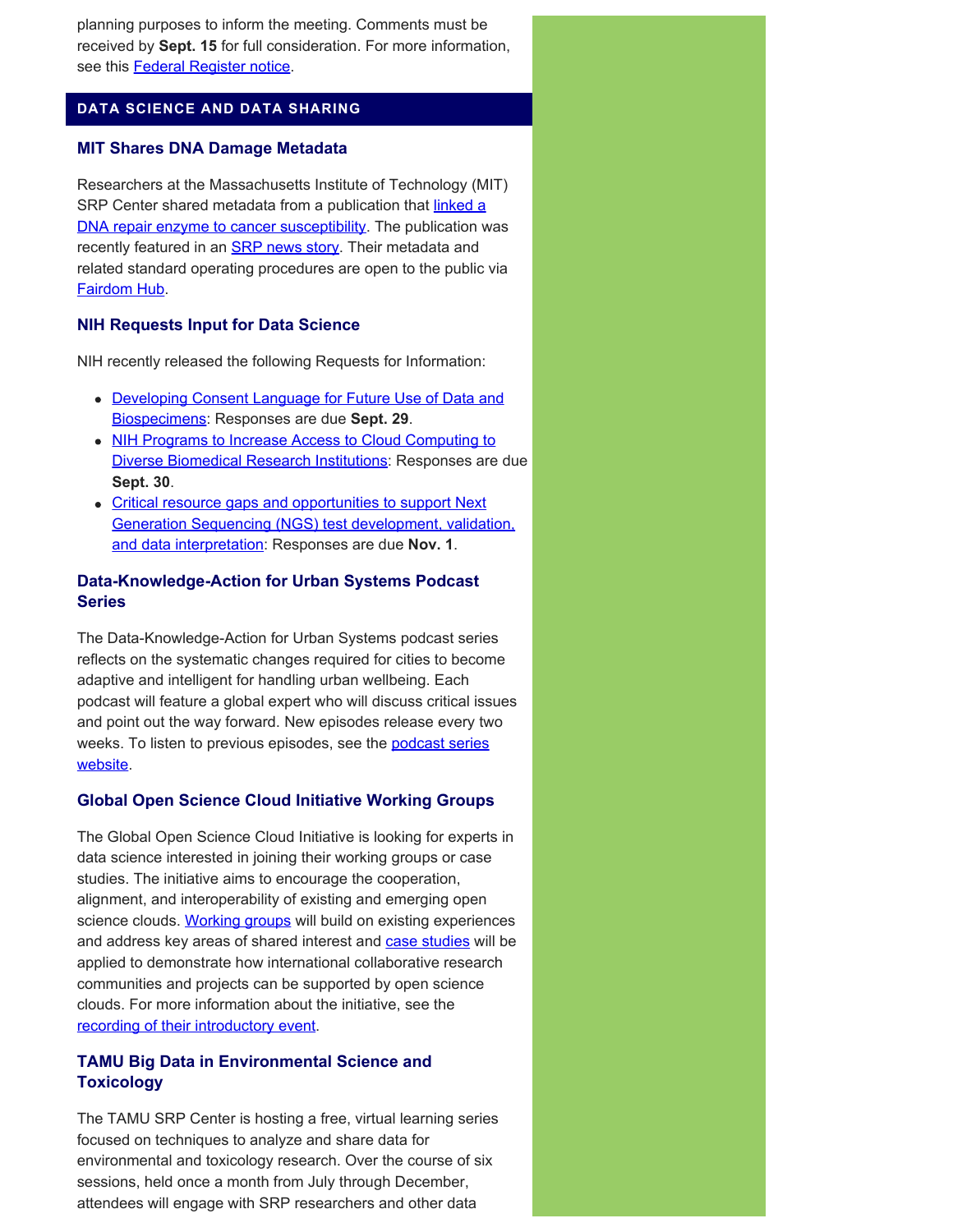planning purposes to inform the meeting. Comments must be received by **Sept. 15** for full consideration. For more information, see this Federal Register notice.

## DATA SCIENCE AND DATA SHARING

### MIT Shares DNA Damage Metadata

Researchers at the Massachusetts Institute of Technology (MIT) SRP Center shared metadata from a publication that linked a DNA repair enzyme to cancer susceptibility. The publication was recently featured in an SRP news story. Their metadata and related standard operating procedures are open to the public via Fairdom Hub.

### NIH Requests Input for Data Science

NIH recently released the following Requests for Information:

- Developing Consent Language for Future Use of Data and Biospecimens: Responses are due **Sept. 29**.
- NIH Programs to Increase Access to Cloud Computing to Diverse Biomedical Research Institutions: Responses are due **Sept. 30**.
- Critical resource gaps and opportunities to support Next Generation Sequencing (NGS) test development, validation, and data interpretation: Responses are due **Nov. 1**.

### Data-Knowledge-Action for Urban Systems Podcast Series

The Data-Knowledge-Action for Urban Systems podcast series reflects on the systematic changes required for cities to become adaptive and intelligent for handling urban wellbeing. Each podcast will feature a global expert who will discuss critical issues and point out the way forward. New episodes release every two weeks. To listen to previous episodes, see the podcast series website.

### Global Open Science Cloud Initiative Working Groups

The Global Open Science Cloud Initiative is looking for experts in data science interested in joining their working groups or case studies. The initiative aims to encourage the cooperation, alignment, and interoperability of existing and emerging open science clouds. Working groups will build on existing experiences and address key areas of shared interest and case studies will be applied to demonstrate how international collaborative research communities and projects can be supported by open science clouds. For more information about the initiative, see the recording of their introductory event.

### TAMU Big Data in Environmental Science and Toxicology

The TAMU SRP Center is hosting a free, virtual learning series focused on techniques to analyze and share data for environmental and toxicology research. Over the course of six sessions, held once a month from July through December, attendees will engage with SRP researchers and other data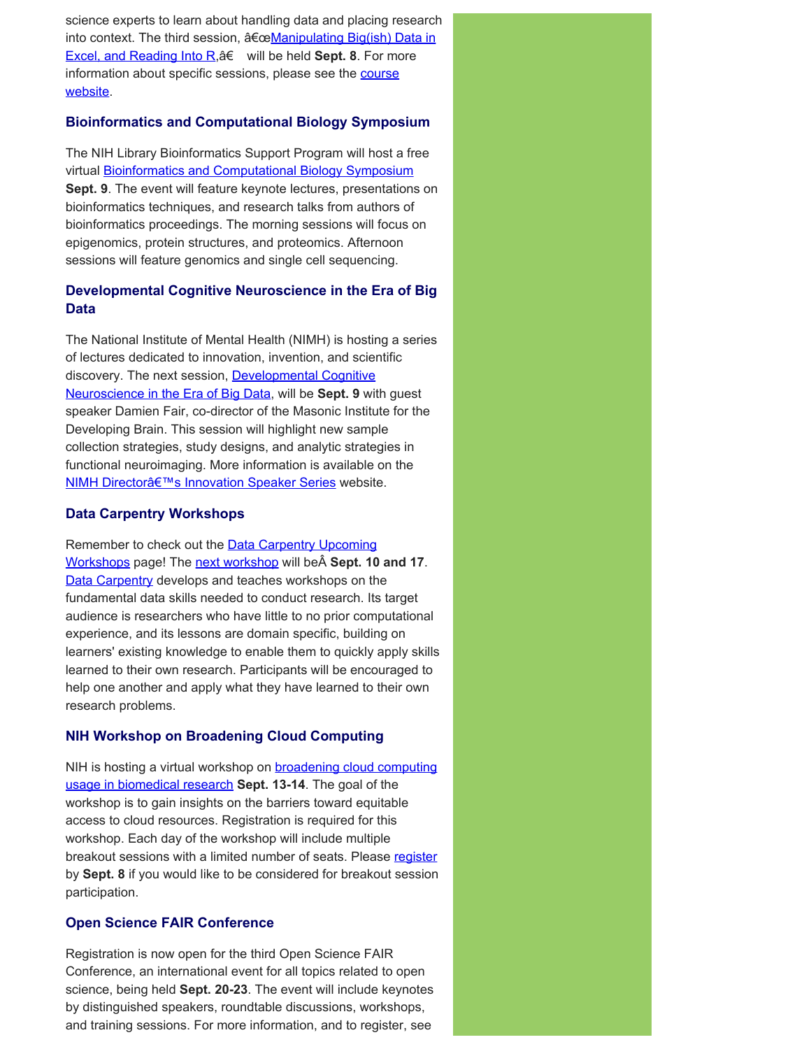science experts to learn about handling data and placing research into context. The third session, â€œManipulating Big(ish) Data in Excel, and Reading Into R,â€  will be held **Sept. 8**. For more information about specific sessions, please see the course website.

### Bioinformatics and Computational Biology Symposium

The NIH Library Bioinformatics Support Program will host a free virtual Bioinformatics and Computational Biology Symposium **Sept. 9**. The event will feature keynote lectures, presentations on bioinformatics techniques, and research talks from authors of bioinformatics proceedings. The morning sessions will focus on epigenomics, protein structures, and proteomics. Afternoon sessions will feature genomics and single cell sequencing.

### Developmental Cognitive Neuroscience in the Era of Big Data

The National Institute of Mental Health (NIMH) is hosting a series of lectures dedicated to innovation, invention, and scientific discovery. The next session, Developmental Cognitive Neuroscience in the Era of Big Data, will be **Sept. 9** with guest speaker Damien Fair, co-director of the Masonic Institute for the Developing Brain. This session will highlight new sample collection strategies, study designs, and analytic strategies in functional neuroimaging. More information is available on the NIMH Directorâ€™s Innovation Speaker Series website.

### Data Carpentry Workshops

Remember to check out the Data Carpentry Upcoming Workshops page! The next workshop will beÂ **Sept. 10 and 17**. Data Carpentry develops and teaches workshops on the fundamental data skills needed to conduct research. Its target audience is researchers who have little to no prior computational experience, and its lessons are domain specific, building on learners' existing knowledge to enable them to quickly apply skills learned to their own research. Participants will be encouraged to help one another and apply what they have learned to their own research problems.

### NIH Workshop on Broadening Cloud Computing

NIH is hosting a virtual workshop on broadening cloud computing usage in biomedical research **Sept. 13-14**. The goal of the workshop is to gain insights on the barriers toward equitable access to cloud resources. Registration is required for this workshop. Each day of the workshop will include multiple breakout sessions with a limited number of seats. Please register by **Sept. 8** if you would like to be considered for breakout session participation.

### Open Science FAIR Conference

Registration is now open for the third Open Science FAIR Conference, an international event for all topics related to open science, being held **Sept. 20-23**. The event will include keynotes by distinguished speakers, roundtable discussions, workshops, and training sessions. For more information, and to register, see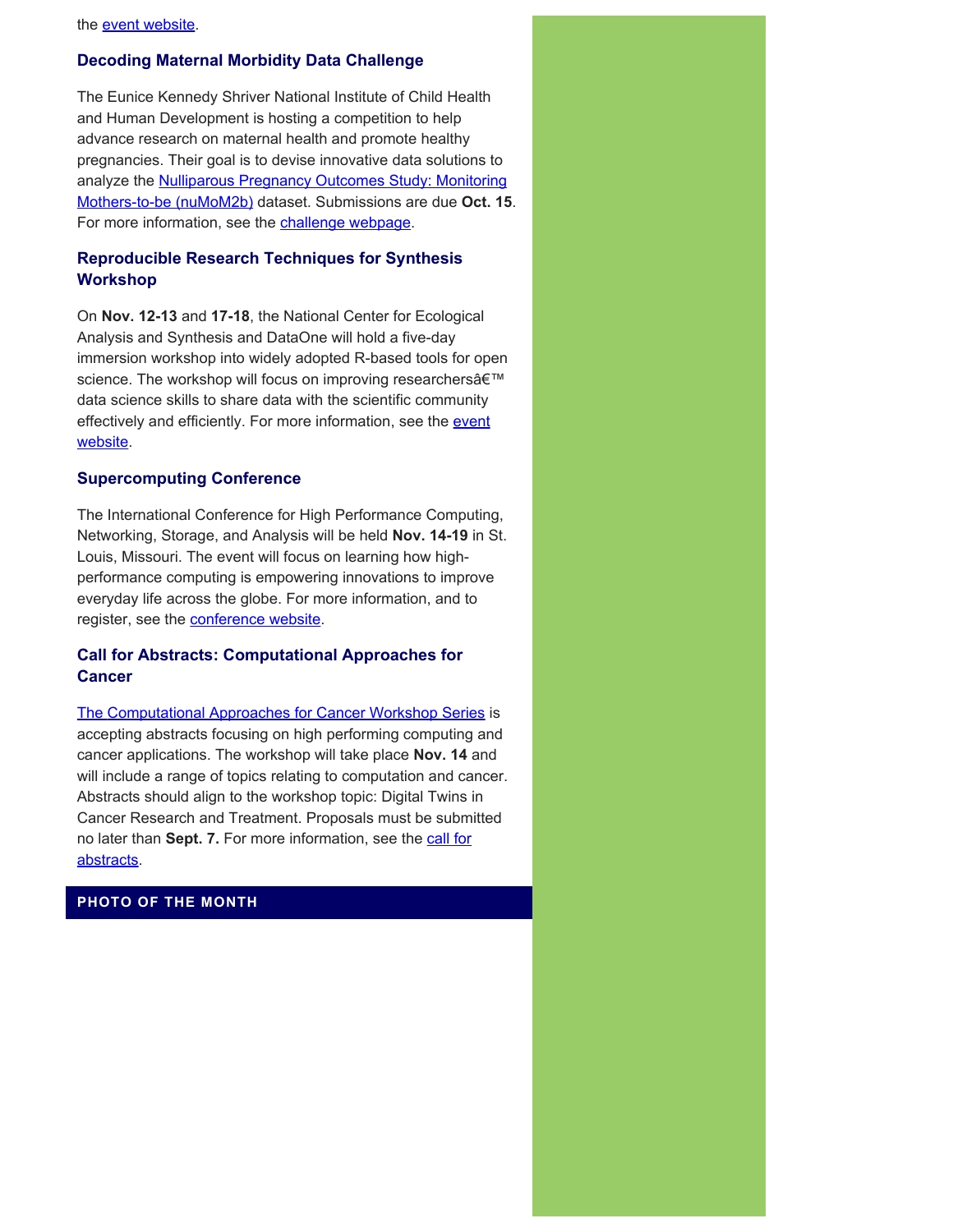the [event website](event website).

### Decoding Maternal Morbidity Data Challenge

The Eunice Kennedy Shriver National Institute of Child Health and Human Development is hosting a competition to help advance research on maternal health and promote healthy pregnancies. Their goal is to devise innovative data solutions to analyze the Nulliparous Pregnancy Outcomes Study: Monitoring Mothers-to-be (nuMoM2b) dataset. Submissions are due **Oct. 15**. For more information, see the challenge webpage.

### Reproducible Research Techniques for Synthesis Workshop

On **Nov. 12-13** and **17-18**, the National Center for Ecological Analysis and Synthesis and DataOne will hold a five-day immersion workshop into widely adopted R-based tools for open science. The workshop will focus on improving researchersâ€™ data science skills to share data with the scientific community effectively and efficiently. For more information, see the event website.

### Supercomputing Conference

The International Conference for High Performance Computing, Networking, Storage, and Analysis will be held **Nov. 14-19** in St. Louis, Missouri. The event will focus on learning how high-performance computing is empowering innovations to improve everyday life across the globe. For more information, and to register, see the conference website.

### Call for Abstracts: Computational Approaches for Cancer

The Computational Approaches for Cancer Workshop Series is accepting abstracts focusing on high performing computing and cancer applications. The workshop will take place **Nov. 14** and will include a range of topics relating to computation and cancer. Abstracts should align to the workshop topic: Digital Twins in Cancer Research and Treatment. Proposals must be submitted no later than **Sept. 7.** For more information, see the call for abstracts.

## PHOTO OF THE MONTH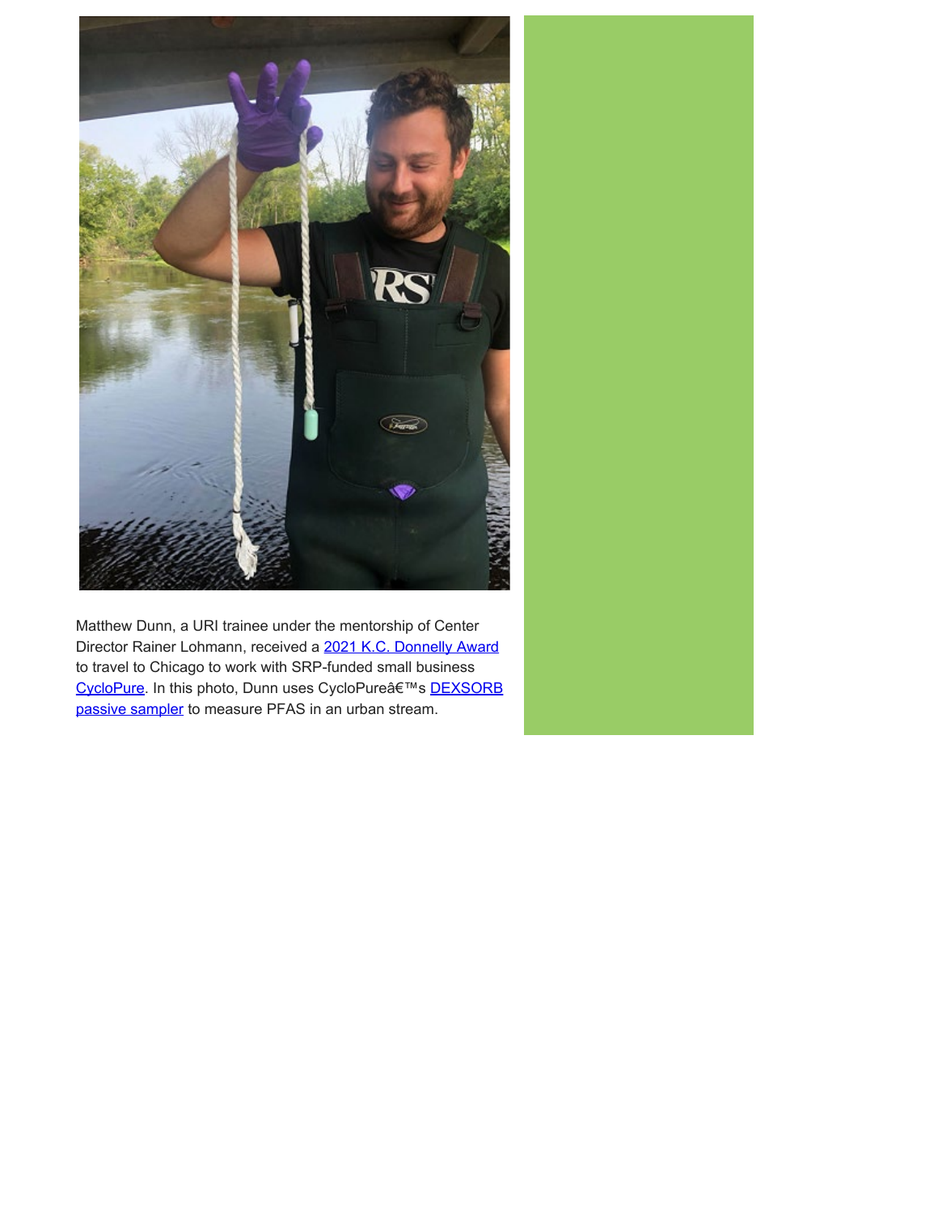Matthew Dunn, a URI trainee under the mentorship of Center Director Rainer Lohmann, received a 2021 K.C. Donnelly Award to travel to Chicago to work with SRP-funded small business CycloPure. In this photo, Dunn uses CycloPureâ€™s DEXSORB passive sampler to measure PFAS in an urban stream.